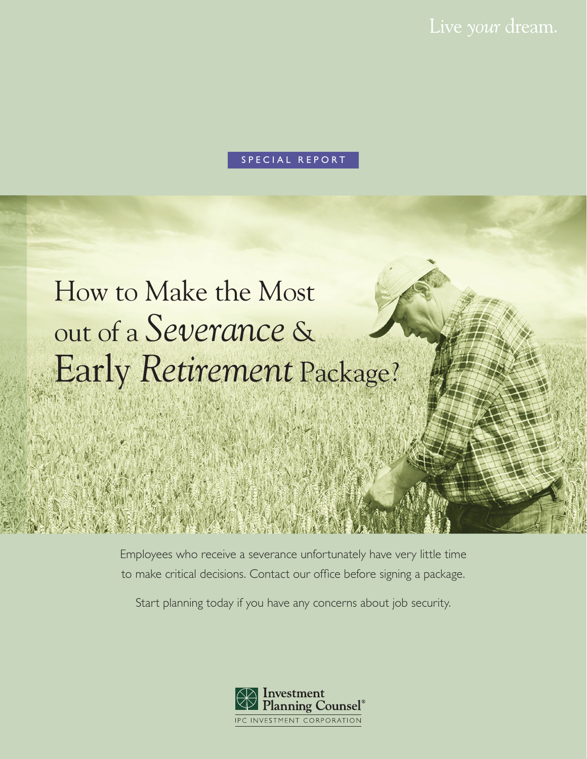Live *your* dream.

SPECIAL REPORT

# How to Make the Most out of a *Severance* & Early *Retirement* Package?

Employees who receive a severance unfortunately have very little time to make critical decisions. Contact our office before signing a package.

Start planning today if you have any concerns about job security.

Investment Planning Counsel®

IPC INVESTMENT CORPORATION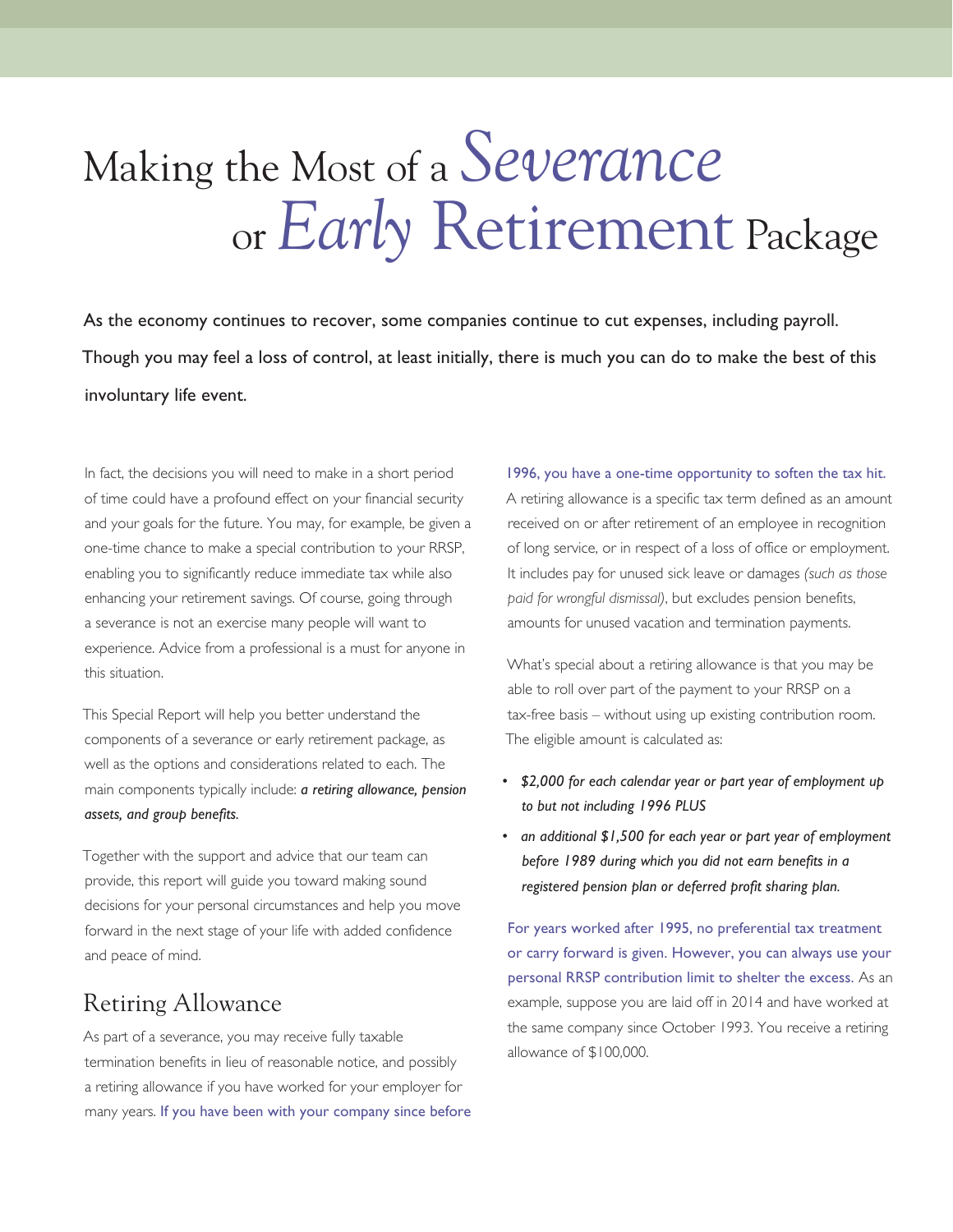# Making the Most of a *Severance* or *Early* Retirement Package

As the economy continues to recover, some companies continue to cut expenses, including payroll. Though you may feel a loss of control, at least initially, there is much you can do to make the best of this involuntary life event.

In fact, the decisions you will need to make in a short period of time could have a profound effect on your financial security and your goals for the future. You may, for example, be given a one-time chance to make a special contribution to your RRSP, enabling you to significantly reduce immediate tax while also enhancing your retirement savings. Of course, going through a severance is not an exercise many people will want to experience. Advice from a professional is a must for anyone in this situation.

This Special Report will help you better understand the components of a severance or early retirement package, as well as the options and considerations related to each. The main components typically include: ***a retiring allowance, pension assets, and group benefits.***

Together with the support and advice that our team can provide, this report will guide you toward making sound decisions for your personal circumstances and help you move forward in the next stage of your life with added confidence and peace of mind.

## Retiring Allowance

As part of a severance, you may receive fully taxable termination benefits in lieu of reasonable notice, and possibly a retiring allowance if you have worked for your employer for many years. If you have been with your company since before 1996, you have a one-time opportunity to soften the tax hit. A retiring allowance is a specific tax term defined as an amount received on or after retirement of an employee in recognition of long service, or in respect of a loss of office or employment. It includes pay for unused sick leave or damages *(such as those paid for wrongful dismissal)*, but excludes pension benefits, amounts for unused vacation and termination payments.

What's special about a retiring allowance is that you may be able to roll over part of the payment to your RRSP on a tax-free basis – without using up existing contribution room. The eligible amount is calculated as:

- *$2,000 for each calendar year or part year of employment up to but not including 1996 PLUS*
- *an additional $1,500 for each year or part year of employment before 1989 during which you did not earn benefits in a registered pension plan or deferred profit sharing plan.*

For years worked after 1995, no preferential tax treatment or carry forward is given. However, you can always use your personal RRSP contribution limit to shelter the excess. As an example, suppose you are laid off in 2014 and have worked at the same company since October 1993. You receive a retiring allowance of $100,000.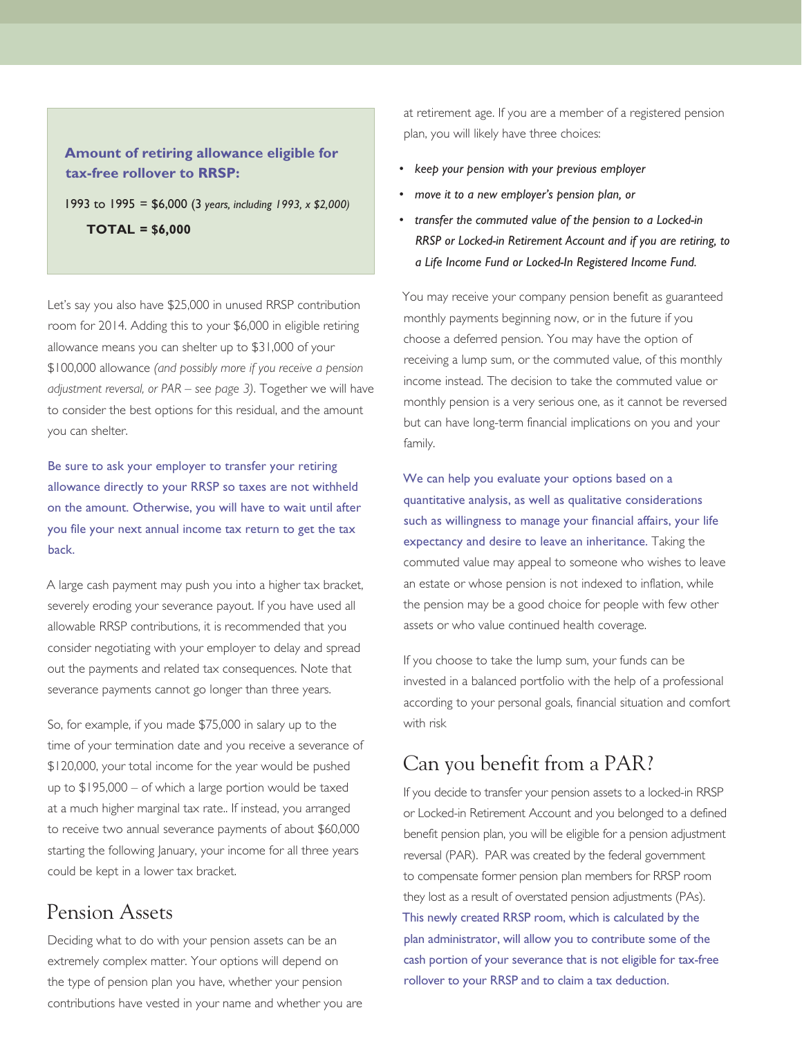**Amount of retiring allowance eligible for tax-free rollover to RRSP:**

1993 to 1995 = $6,000 (3 *years, including 1993, x $2,000)*

**TOTAL = $6,000**

Let's say you also have $25,000 in unused RRSP contribution room for 2014. Adding this to your $6,000 in eligible retiring allowance means you can shelter up to $31,000 of your $100,000 allowance *(and possibly more if you receive a pension adjustment reversal, or PAR – see page 3)*. Together we will have to consider the best options for this residual, and the amount you can shelter.

Be sure to ask your employer to transfer your retiring allowance directly to your RRSP so taxes are not withheld on the amount. Otherwise, you will have to wait until after you file your next annual income tax return to get the tax back.

A large cash payment may push you into a higher tax bracket, severely eroding your severance payout. If you have used all allowable RRSP contributions, it is recommended that you consider negotiating with your employer to delay and spread out the payments and related tax consequences. Note that severance payments cannot go longer than three years.

So, for example, if you made $75,000 in salary up to the time of your termination date and you receive a severance of $120,000, your total income for the year would be pushed up to $195,000 – of which a large portion would be taxed at a much higher marginal tax rate.. If instead, you arranged to receive two annual severance payments of about $60,000 starting the following January, your income for all three years could be kept in a lower tax bracket.

## Pension Assets

Deciding what to do with your pension assets can be an extremely complex matter. Your options will depend on the type of pension plan you have, whether your pension contributions have vested in your name and whether you are at retirement age. If you are a member of a registered pension plan, you will likely have three choices:

- *keep your pension with your previous employer*
- *move it to a new employer's pension plan, or*
- *transfer the commuted value of the pension to a Locked-in RRSP or Locked-in Retirement Account and if you are retiring, to a Life Income Fund or Locked-In Registered Income Fund.*

You may receive your company pension benefit as guaranteed monthly payments beginning now, or in the future if you choose a deferred pension. You may have the option of receiving a lump sum, or the commuted value, of this monthly income instead. The decision to take the commuted value or monthly pension is a very serious one, as it cannot be reversed but can have long-term financial implications on you and your family.

We can help you evaluate your options based on a quantitative analysis, as well as qualitative considerations such as willingness to manage your financial affairs, your life expectancy and desire to leave an inheritance. Taking the commuted value may appeal to someone who wishes to leave an estate or whose pension is not indexed to inflation, while the pension may be a good choice for people with few other assets or who value continued health coverage.

If you choose to take the lump sum, your funds can be invested in a balanced portfolio with the help of a professional according to your personal goals, financial situation and comfort with risk

## Can you benefit from a PAR?

If you decide to transfer your pension assets to a locked-in RRSP or Locked-in Retirement Account and you belonged to a defined benefit pension plan, you will be eligible for a pension adjustment reversal (PAR). PAR was created by the federal government to compensate former pension plan members for RRSP room they lost as a result of overstated pension adjustments (PAs). This newly created RRSP room, which is calculated by the plan administrator, will allow you to contribute some of the cash portion of your severance that is not eligible for tax-free rollover to your RRSP and to claim a tax deduction.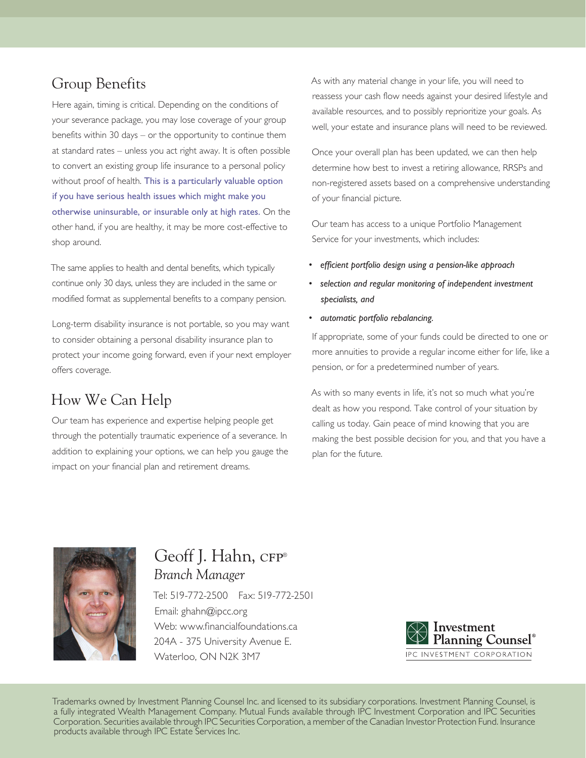## Group Benefits

Here again, timing is critical. Depending on the conditions of your severance package, you may lose coverage of your group benefits within 30 days – or the opportunity to continue them at standard rates – unless you act right away. It is often possible to convert an existing group life insurance to a personal policy without proof of health. This is a particularly valuable option if you have serious health issues which might make you otherwise uninsurable, or insurable only at high rates. On the other hand, if you are healthy, it may be more cost-effective to shop around.

The same applies to health and dental benefits, which typically continue only 30 days, unless they are included in the same or modified format as supplemental benefits to a company pension.

Long-term disability insurance is not portable, so you may want to consider obtaining a personal disability insurance plan to protect your income going forward, even if your next employer offers coverage.

## How We Can Help

Our team has experience and expertise helping people get through the potentially traumatic experience of a severance. In addition to explaining your options, we can help you gauge the impact on your financial plan and retirement dreams.

As with any material change in your life, you will need to reassess your cash flow needs against your desired lifestyle and available resources, and to possibly reprioritize your goals. As well, your estate and insurance plans will need to be reviewed.

Once your overall plan has been updated, we can then help determine how best to invest a retiring allowance, RRSPs and non-registered assets based on a comprehensive understanding of your financial picture.

Our team has access to a unique Portfolio Management Service for your investments, which includes:

- *efficient portfolio design using a pension-like approach*
- *selection and regular monitoring of independent investment specialists, and*
- *automatic portfolio rebalancing.*

If appropriate, some of your funds could be directed to one or more annuities to provide a regular income either for life, like a pension, or for a predetermined number of years.

As with so many events in life, it's not so much what you're dealt as how you respond. Take control of your situation by calling us today. Gain peace of mind knowing that you are making the best possible decision for you, and that you have a plan for the future.

**Geoff J. Hahn, CFP®**
*Branch Manager*

Tel: 519-772-2500  Fax: 519-772-2501
Email: ghahn@ipcc.org
Web: www.financialfoundations.ca
204A - 375 University Avenue E.
Waterloo, ON N2K 3M7

Investment Planning Counsel®
IPC INVESTMENT CORPORATION

Trademarks owned by Investment Planning Counsel Inc. and licensed to its subsidiary corporations. Investment Planning Counsel, is a fully integrated Wealth Management Company. Mutual Funds available through IPC Investment Corporation and IPC Securities Corporation. Securities available through IPC Securities Corporation, a member of the Canadian Investor Protection Fund. Insurance products available through IPC Estate Services Inc.